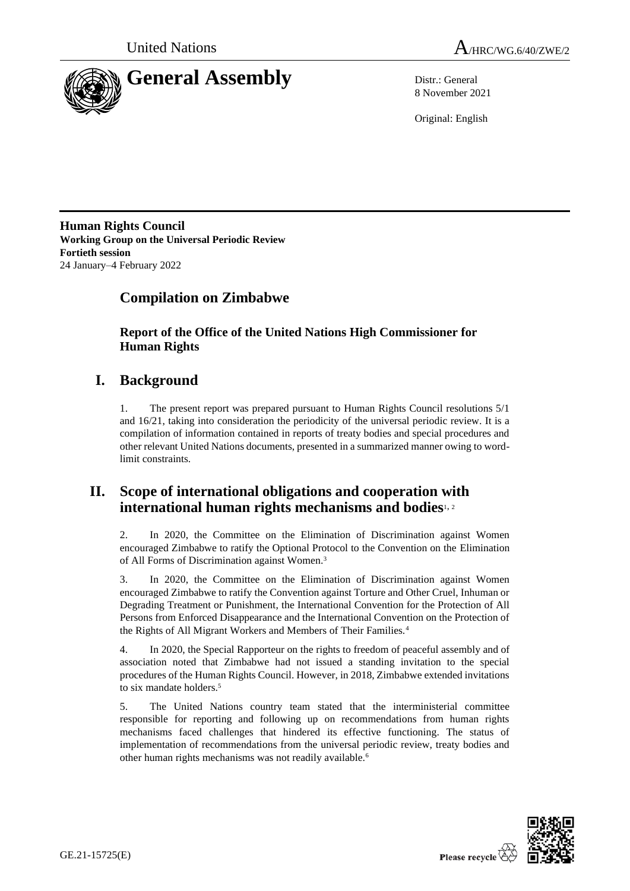United Nations

A/HRC/WG.6/40/ZWE/2

# General Assembly

Distr.: General
8 November 2021

Original: English

**Human Rights Council**
**Working Group on the Universal Periodic Review**
**Fortieth session**
24 January–4 February 2022

# Compilation on Zimbabwe

## Report of the Office of the United Nations High Commissioner for Human Rights

# I. Background

1. The present report was prepared pursuant to Human Rights Council resolutions 5/1 and 16/21, taking into consideration the periodicity of the universal periodic review. It is a compilation of information contained in reports of treaty bodies and special procedures and other relevant United Nations documents, presented in a summarized manner owing to word-limit constraints.

# II. Scope of international obligations and cooperation with international human rights mechanisms and bodies[1, 2]

2. In 2020, the Committee on the Elimination of Discrimination against Women encouraged Zimbabwe to ratify the Optional Protocol to the Convention on the Elimination of All Forms of Discrimination against Women.[3]

3. In 2020, the Committee on the Elimination of Discrimination against Women encouraged Zimbabwe to ratify the Convention against Torture and Other Cruel, Inhuman or Degrading Treatment or Punishment, the International Convention for the Protection of All Persons from Enforced Disappearance and the International Convention on the Protection of the Rights of All Migrant Workers and Members of Their Families.[4]

4. In 2020, the Special Rapporteur on the rights to freedom of peaceful assembly and of association noted that Zimbabwe had not issued a standing invitation to the special procedures of the Human Rights Council. However, in 2018, Zimbabwe extended invitations to six mandate holders.[5]

5. The United Nations country team stated that the interministerial committee responsible for reporting and following up on recommendations from human rights mechanisms faced challenges that hindered its effective functioning. The status of implementation of recommendations from the universal periodic review, treaty bodies and other human rights mechanisms was not readily available.[6]

GE.21-15725(E)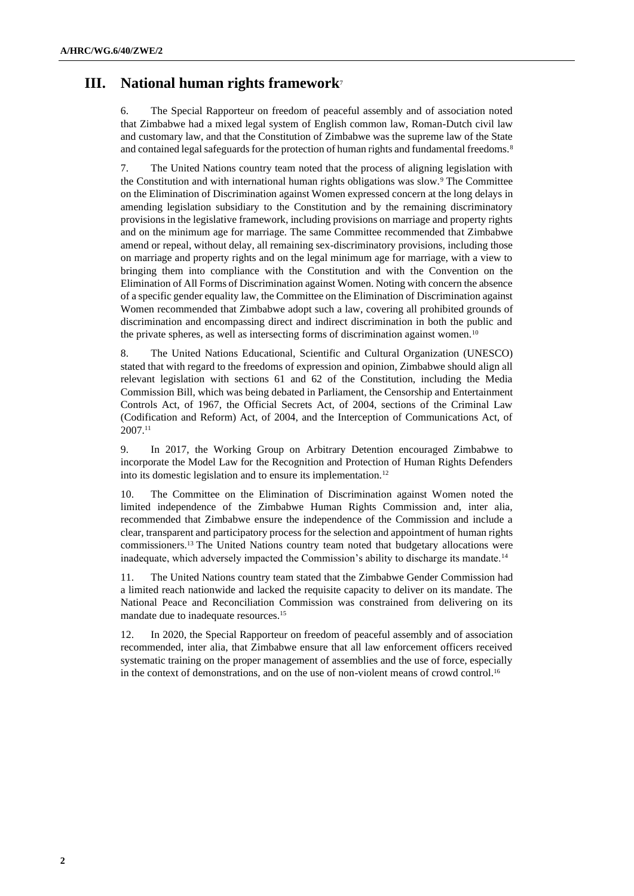## III. National human rights framework[7]

6. The Special Rapporteur on freedom of peaceful assembly and of association noted that Zimbabwe had a mixed legal system of English common law, Roman-Dutch civil law and customary law, and that the Constitution of Zimbabwe was the supreme law of the State and contained legal safeguards for the protection of human rights and fundamental freedoms.[8]

7. The United Nations country team noted that the process of aligning legislation with the Constitution and with international human rights obligations was slow.[9] The Committee on the Elimination of Discrimination against Women expressed concern at the long delays in amending legislation subsidiary to the Constitution and by the remaining discriminatory provisions in the legislative framework, including provisions on marriage and property rights and on the minimum age for marriage. The same Committee recommended that Zimbabwe amend or repeal, without delay, all remaining sex-discriminatory provisions, including those on marriage and property rights and on the legal minimum age for marriage, with a view to bringing them into compliance with the Constitution and with the Convention on the Elimination of All Forms of Discrimination against Women. Noting with concern the absence of a specific gender equality law, the Committee on the Elimination of Discrimination against Women recommended that Zimbabwe adopt such a law, covering all prohibited grounds of discrimination and encompassing direct and indirect discrimination in both the public and the private spheres, as well as intersecting forms of discrimination against women.[10]

8. The United Nations Educational, Scientific and Cultural Organization (UNESCO) stated that with regard to the freedoms of expression and opinion, Zimbabwe should align all relevant legislation with sections 61 and 62 of the Constitution, including the Media Commission Bill, which was being debated in Parliament, the Censorship and Entertainment Controls Act, of 1967, the Official Secrets Act, of 2004, sections of the Criminal Law (Codification and Reform) Act, of 2004, and the Interception of Communications Act, of 2007.[11]

9. In 2017, the Working Group on Arbitrary Detention encouraged Zimbabwe to incorporate the Model Law for the Recognition and Protection of Human Rights Defenders into its domestic legislation and to ensure its implementation.[12]

10. The Committee on the Elimination of Discrimination against Women noted the limited independence of the Zimbabwe Human Rights Commission and, inter alia, recommended that Zimbabwe ensure the independence of the Commission and include a clear, transparent and participatory process for the selection and appointment of human rights commissioners.[13] The United Nations country team noted that budgetary allocations were inadequate, which adversely impacted the Commission's ability to discharge its mandate.[14]

11. The United Nations country team stated that the Zimbabwe Gender Commission had a limited reach nationwide and lacked the requisite capacity to deliver on its mandate. The National Peace and Reconciliation Commission was constrained from delivering on its mandate due to inadequate resources.[15]

12. In 2020, the Special Rapporteur on freedom of peaceful assembly and of association recommended, inter alia, that Zimbabwe ensure that all law enforcement officers received systematic training on the proper management of assemblies and the use of force, especially in the context of demonstrations, and on the use of non-violent means of crowd control.[16]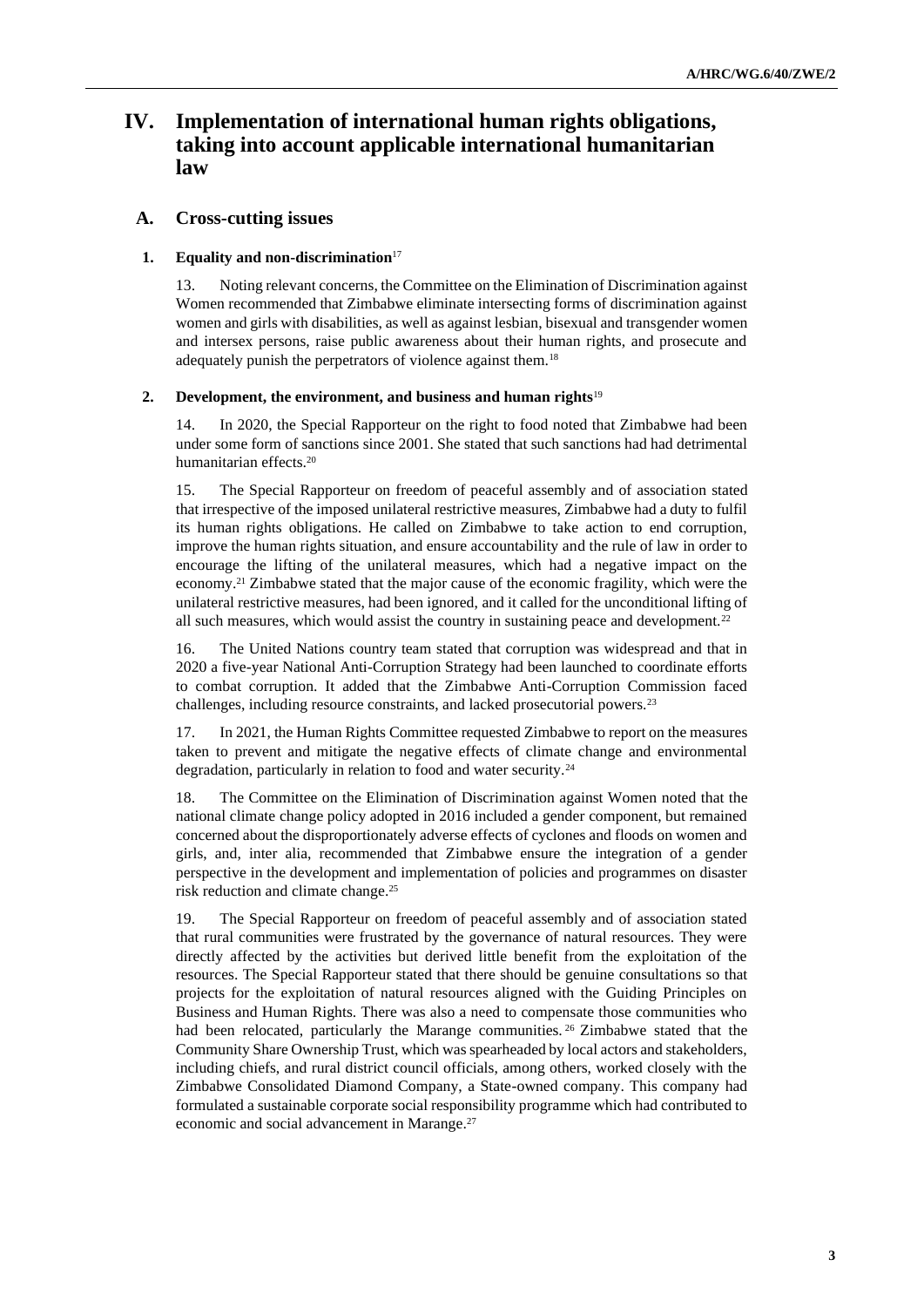# IV. Implementation of international human rights obligations, taking into account applicable international humanitarian law

## A. Cross-cutting issues

### 1. Equality and non-discrimination[17]

13. Noting relevant concerns, the Committee on the Elimination of Discrimination against Women recommended that Zimbabwe eliminate intersecting forms of discrimination against women and girls with disabilities, as well as against lesbian, bisexual and transgender women and intersex persons, raise public awareness about their human rights, and prosecute and adequately punish the perpetrators of violence against them.[18]

### 2. Development, the environment, and business and human rights[19]

14. In 2020, the Special Rapporteur on the right to food noted that Zimbabwe had been under some form of sanctions since 2001. She stated that such sanctions had had detrimental humanitarian effects.[20]

15. The Special Rapporteur on freedom of peaceful assembly and of association stated that irrespective of the imposed unilateral restrictive measures, Zimbabwe had a duty to fulfil its human rights obligations. He called on Zimbabwe to take action to end corruption, improve the human rights situation, and ensure accountability and the rule of law in order to encourage the lifting of the unilateral measures, which had a negative impact on the economy.[21] Zimbabwe stated that the major cause of the economic fragility, which were the unilateral restrictive measures, had been ignored, and it called for the unconditional lifting of all such measures, which would assist the country in sustaining peace and development.[22]

16. The United Nations country team stated that corruption was widespread and that in 2020 a five-year National Anti-Corruption Strategy had been launched to coordinate efforts to combat corruption. It added that the Zimbabwe Anti-Corruption Commission faced challenges, including resource constraints, and lacked prosecutorial powers.[23]

17. In 2021, the Human Rights Committee requested Zimbabwe to report on the measures taken to prevent and mitigate the negative effects of climate change and environmental degradation, particularly in relation to food and water security.[24]

18. The Committee on the Elimination of Discrimination against Women noted that the national climate change policy adopted in 2016 included a gender component, but remained concerned about the disproportionately adverse effects of cyclones and floods on women and girls, and, inter alia, recommended that Zimbabwe ensure the integration of a gender perspective in the development and implementation of policies and programmes on disaster risk reduction and climate change.[25]

19. The Special Rapporteur on freedom of peaceful assembly and of association stated that rural communities were frustrated by the governance of natural resources. They were directly affected by the activities but derived little benefit from the exploitation of the resources. The Special Rapporteur stated that there should be genuine consultations so that projects for the exploitation of natural resources aligned with the Guiding Principles on Business and Human Rights. There was also a need to compensate those communities who had been relocated, particularly the Marange communities.[26] Zimbabwe stated that the Community Share Ownership Trust, which was spearheaded by local actors and stakeholders, including chiefs, and rural district council officials, among others, worked closely with the Zimbabwe Consolidated Diamond Company, a State-owned company. This company had formulated a sustainable corporate social responsibility programme which had contributed to economic and social advancement in Marange.[27]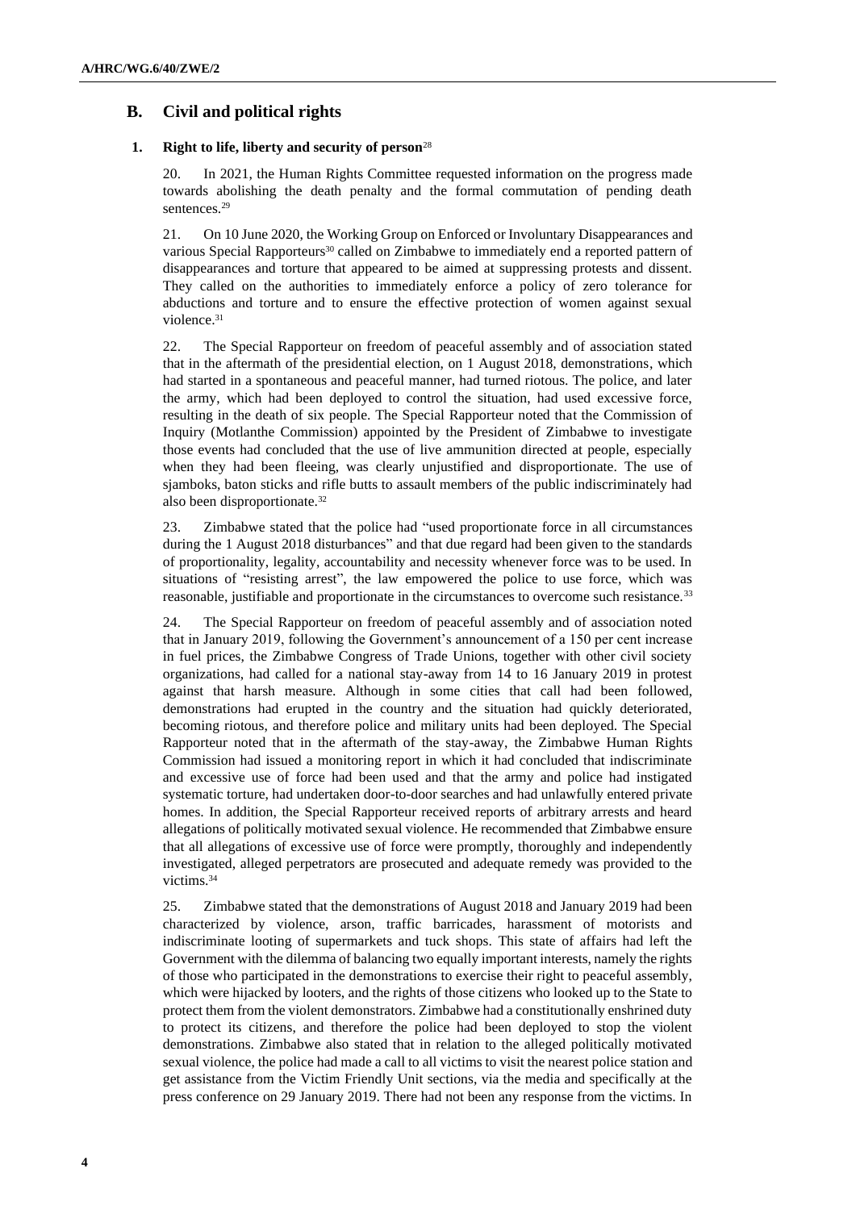## B. Civil and political rights

### 1. Right to life, liberty and security of person[28]

20. In 2021, the Human Rights Committee requested information on the progress made towards abolishing the death penalty and the formal commutation of pending death sentences.[29]

21. On 10 June 2020, the Working Group on Enforced or Involuntary Disappearances and various Special Rapporteurs[30] called on Zimbabwe to immediately end a reported pattern of disappearances and torture that appeared to be aimed at suppressing protests and dissent. They called on the authorities to immediately enforce a policy of zero tolerance for abductions and torture and to ensure the effective protection of women against sexual violence.[31]

22. The Special Rapporteur on freedom of peaceful assembly and of association stated that in the aftermath of the presidential election, on 1 August 2018, demonstrations, which had started in a spontaneous and peaceful manner, had turned riotous. The police, and later the army, which had been deployed to control the situation, had used excessive force, resulting in the death of six people. The Special Rapporteur noted that the Commission of Inquiry (Motlanthe Commission) appointed by the President of Zimbabwe to investigate those events had concluded that the use of live ammunition directed at people, especially when they had been fleeing, was clearly unjustified and disproportionate. The use of sjamboks, baton sticks and rifle butts to assault members of the public indiscriminately had also been disproportionate.[32]

23. Zimbabwe stated that the police had "used proportionate force in all circumstances during the 1 August 2018 disturbances" and that due regard had been given to the standards of proportionality, legality, accountability and necessity whenever force was to be used. In situations of "resisting arrest", the law empowered the police to use force, which was reasonable, justifiable and proportionate in the circumstances to overcome such resistance.[33]

24. The Special Rapporteur on freedom of peaceful assembly and of association noted that in January 2019, following the Government's announcement of a 150 per cent increase in fuel prices, the Zimbabwe Congress of Trade Unions, together with other civil society organizations, had called for a national stay-away from 14 to 16 January 2019 in protest against that harsh measure. Although in some cities that call had been followed, demonstrations had erupted in the country and the situation had quickly deteriorated, becoming riotous, and therefore police and military units had been deployed. The Special Rapporteur noted that in the aftermath of the stay-away, the Zimbabwe Human Rights Commission had issued a monitoring report in which it had concluded that indiscriminate and excessive use of force had been used and that the army and police had instigated systematic torture, had undertaken door-to-door searches and had unlawfully entered private homes. In addition, the Special Rapporteur received reports of arbitrary arrests and heard allegations of politically motivated sexual violence. He recommended that Zimbabwe ensure that all allegations of excessive use of force were promptly, thoroughly and independently investigated, alleged perpetrators are prosecuted and adequate remedy was provided to the victims.[34]

25. Zimbabwe stated that the demonstrations of August 2018 and January 2019 had been characterized by violence, arson, traffic barricades, harassment of motorists and indiscriminate looting of supermarkets and tuck shops. This state of affairs had left the Government with the dilemma of balancing two equally important interests, namely the rights of those who participated in the demonstrations to exercise their right to peaceful assembly, which were hijacked by looters, and the rights of those citizens who looked up to the State to protect them from the violent demonstrators. Zimbabwe had a constitutionally enshrined duty to protect its citizens, and therefore the police had been deployed to stop the violent demonstrations. Zimbabwe also stated that in relation to the alleged politically motivated sexual violence, the police had made a call to all victims to visit the nearest police station and get assistance from the Victim Friendly Unit sections, via the media and specifically at the press conference on 29 January 2019. There had not been any response from the victims. In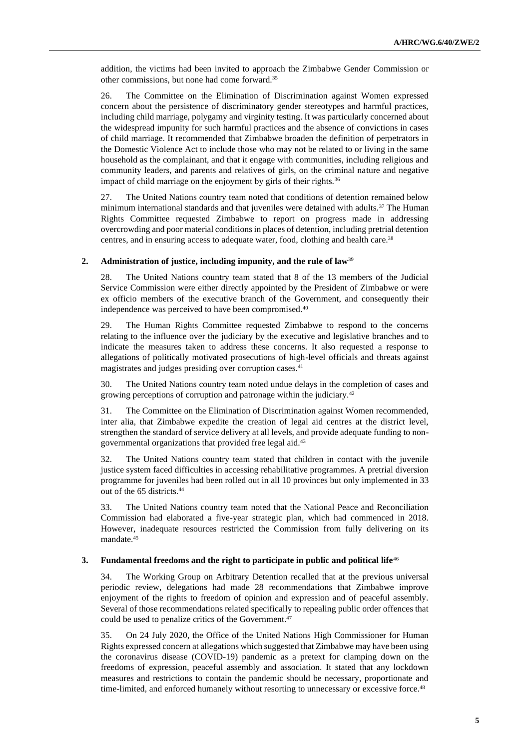addition, the victims had been invited to approach the Zimbabwe Gender Commission or other commissions, but none had come forward.[35]

26. The Committee on the Elimination of Discrimination against Women expressed concern about the persistence of discriminatory gender stereotypes and harmful practices, including child marriage, polygamy and virginity testing. It was particularly concerned about the widespread impunity for such harmful practices and the absence of convictions in cases of child marriage. It recommended that Zimbabwe broaden the definition of perpetrators in the Domestic Violence Act to include those who may not be related to or living in the same household as the complainant, and that it engage with communities, including religious and community leaders, and parents and relatives of girls, on the criminal nature and negative impact of child marriage on the enjoyment by girls of their rights.[36]

27. The United Nations country team noted that conditions of detention remained below minimum international standards and that juveniles were detained with adults.[37] The Human Rights Committee requested Zimbabwe to report on progress made in addressing overcrowding and poor material conditions in places of detention, including pretrial detention centres, and in ensuring access to adequate water, food, clothing and health care.[38]

### 2. Administration of justice, including impunity, and the rule of law[39]

28. The United Nations country team stated that 8 of the 13 members of the Judicial Service Commission were either directly appointed by the President of Zimbabwe or were ex officio members of the executive branch of the Government, and consequently their independence was perceived to have been compromised.[40]

29. The Human Rights Committee requested Zimbabwe to respond to the concerns relating to the influence over the judiciary by the executive and legislative branches and to indicate the measures taken to address these concerns. It also requested a response to allegations of politically motivated prosecutions of high-level officials and threats against magistrates and judges presiding over corruption cases.[41]

30. The United Nations country team noted undue delays in the completion of cases and growing perceptions of corruption and patronage within the judiciary.[42]

31. The Committee on the Elimination of Discrimination against Women recommended, inter alia, that Zimbabwe expedite the creation of legal aid centres at the district level, strengthen the standard of service delivery at all levels, and provide adequate funding to non-governmental organizations that provided free legal aid.[43]

32. The United Nations country team stated that children in contact with the juvenile justice system faced difficulties in accessing rehabilitative programmes. A pretrial diversion programme for juveniles had been rolled out in all 10 provinces but only implemented in 33 out of the 65 districts.[44]

33. The United Nations country team noted that the National Peace and Reconciliation Commission had elaborated a five-year strategic plan, which had commenced in 2018. However, inadequate resources restricted the Commission from fully delivering on its mandate.[45]

### 3. Fundamental freedoms and the right to participate in public and political life[46]

34. The Working Group on Arbitrary Detention recalled that at the previous universal periodic review, delegations had made 28 recommendations that Zimbabwe improve enjoyment of the rights to freedom of opinion and expression and of peaceful assembly. Several of those recommendations related specifically to repealing public order offences that could be used to penalize critics of the Government.[47]

35. On 24 July 2020, the Office of the United Nations High Commissioner for Human Rights expressed concern at allegations which suggested that Zimbabwe may have been using the coronavirus disease (COVID-19) pandemic as a pretext for clamping down on the freedoms of expression, peaceful assembly and association. It stated that any lockdown measures and restrictions to contain the pandemic should be necessary, proportionate and time-limited, and enforced humanely without resorting to unnecessary or excessive force.[48]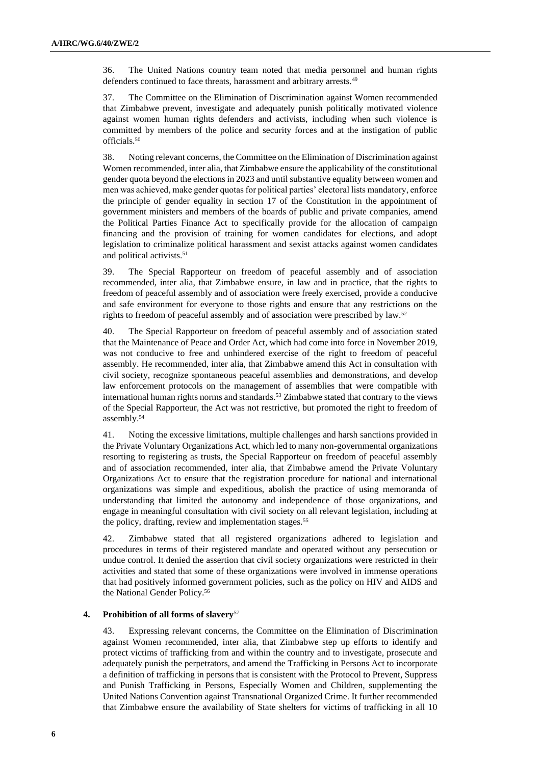36. The United Nations country team noted that media personnel and human rights defenders continued to face threats, harassment and arbitrary arrests.[49]

37. The Committee on the Elimination of Discrimination against Women recommended that Zimbabwe prevent, investigate and adequately punish politically motivated violence against women human rights defenders and activists, including when such violence is committed by members of the police and security forces and at the instigation of public officials.[50]

38. Noting relevant concerns, the Committee on the Elimination of Discrimination against Women recommended, inter alia, that Zimbabwe ensure the applicability of the constitutional gender quota beyond the elections in 2023 and until substantive equality between women and men was achieved, make gender quotas for political parties' electoral lists mandatory, enforce the principle of gender equality in section 17 of the Constitution in the appointment of government ministers and members of the boards of public and private companies, amend the Political Parties Finance Act to specifically provide for the allocation of campaign financing and the provision of training for women candidates for elections, and adopt legislation to criminalize political harassment and sexist attacks against women candidates and political activists.[51]

39. The Special Rapporteur on freedom of peaceful assembly and of association recommended, inter alia, that Zimbabwe ensure, in law and in practice, that the rights to freedom of peaceful assembly and of association were freely exercised, provide a conducive and safe environment for everyone to those rights and ensure that any restrictions on the rights to freedom of peaceful assembly and of association were prescribed by law.[52]

40. The Special Rapporteur on freedom of peaceful assembly and of association stated that the Maintenance of Peace and Order Act, which had come into force in November 2019, was not conducive to free and unhindered exercise of the right to freedom of peaceful assembly. He recommended, inter alia, that Zimbabwe amend this Act in consultation with civil society, recognize spontaneous peaceful assemblies and demonstrations, and develop law enforcement protocols on the management of assemblies that were compatible with international human rights norms and standards.[53] Zimbabwe stated that contrary to the views of the Special Rapporteur, the Act was not restrictive, but promoted the right to freedom of assembly.[54]

41. Noting the excessive limitations, multiple challenges and harsh sanctions provided in the Private Voluntary Organizations Act, which led to many non-governmental organizations resorting to registering as trusts, the Special Rapporteur on freedom of peaceful assembly and of association recommended, inter alia, that Zimbabwe amend the Private Voluntary Organizations Act to ensure that the registration procedure for national and international organizations was simple and expeditious, abolish the practice of using memoranda of understanding that limited the autonomy and independence of those organizations, and engage in meaningful consultation with civil society on all relevant legislation, including at the policy, drafting, review and implementation stages.[55]

42. Zimbabwe stated that all registered organizations adhered to legislation and procedures in terms of their registered mandate and operated without any persecution or undue control. It denied the assertion that civil society organizations were restricted in their activities and stated that some of these organizations were involved in immense operations that had positively informed government policies, such as the policy on HIV and AIDS and the National Gender Policy.[56]

### 4. Prohibition of all forms of slavery[57]

43. Expressing relevant concerns, the Committee on the Elimination of Discrimination against Women recommended, inter alia, that Zimbabwe step up efforts to identify and protect victims of trafficking from and within the country and to investigate, prosecute and adequately punish the perpetrators, and amend the Trafficking in Persons Act to incorporate a definition of trafficking in persons that is consistent with the Protocol to Prevent, Suppress and Punish Trafficking in Persons, Especially Women and Children, supplementing the United Nations Convention against Transnational Organized Crime. It further recommended that Zimbabwe ensure the availability of State shelters for victims of trafficking in all 10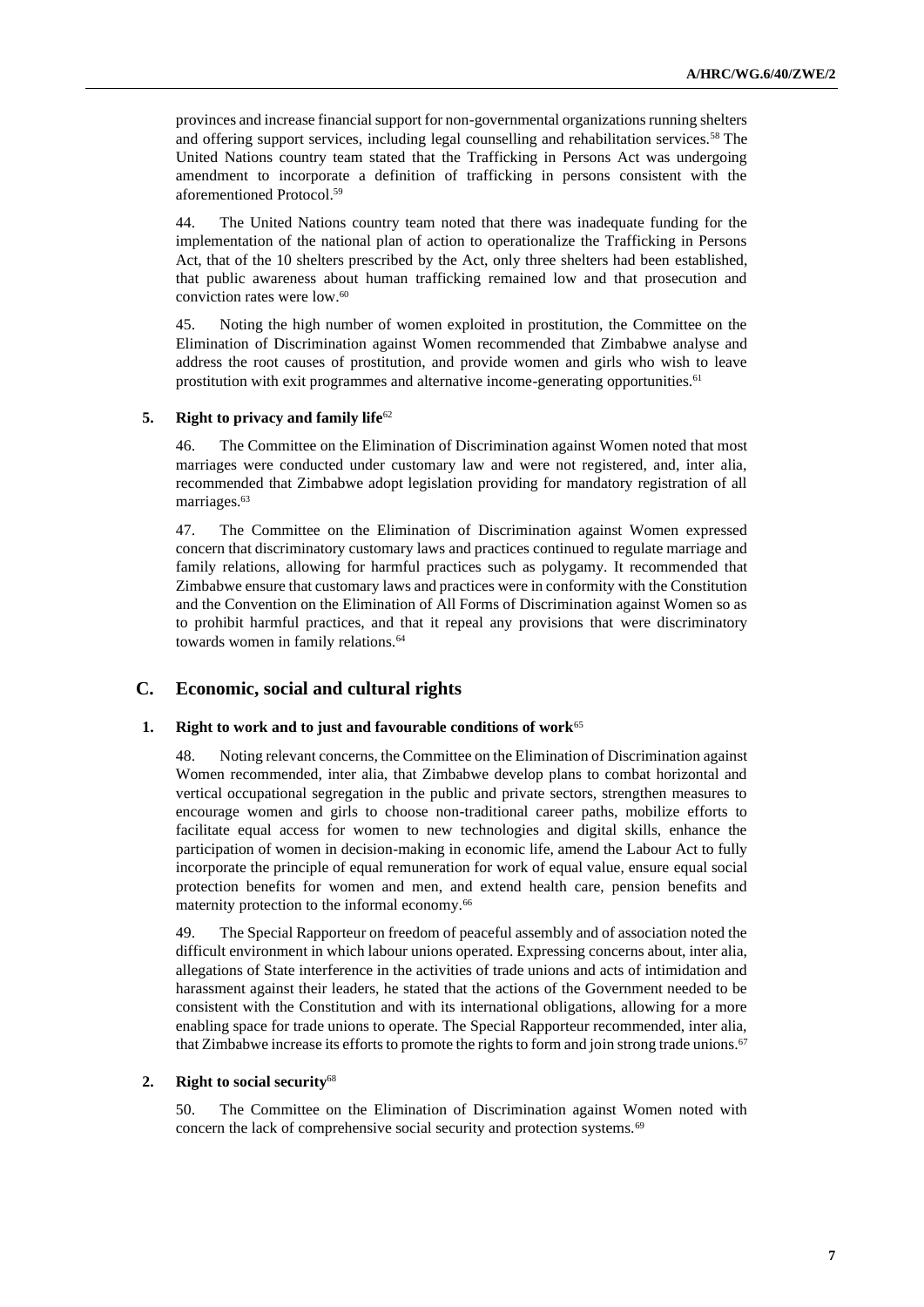provinces and increase financial support for non-governmental organizations running shelters and offering support services, including legal counselling and rehabilitation services.[58] The United Nations country team stated that the Trafficking in Persons Act was undergoing amendment to incorporate a definition of trafficking in persons consistent with the aforementioned Protocol.[59]

44. The United Nations country team noted that there was inadequate funding for the implementation of the national plan of action to operationalize the Trafficking in Persons Act, that of the 10 shelters prescribed by the Act, only three shelters had been established, that public awareness about human trafficking remained low and that prosecution and conviction rates were low.[60]

45. Noting the high number of women exploited in prostitution, the Committee on the Elimination of Discrimination against Women recommended that Zimbabwe analyse and address the root causes of prostitution, and provide women and girls who wish to leave prostitution with exit programmes and alternative income-generating opportunities.[61]

### 5. Right to privacy and family life[62]

46. The Committee on the Elimination of Discrimination against Women noted that most marriages were conducted under customary law and were not registered, and, inter alia, recommended that Zimbabwe adopt legislation providing for mandatory registration of all marriages.[63]

47. The Committee on the Elimination of Discrimination against Women expressed concern that discriminatory customary laws and practices continued to regulate marriage and family relations, allowing for harmful practices such as polygamy. It recommended that Zimbabwe ensure that customary laws and practices were in conformity with the Constitution and the Convention on the Elimination of All Forms of Discrimination against Women so as to prohibit harmful practices, and that it repeal any provisions that were discriminatory towards women in family relations.[64]

## C. Economic, social and cultural rights

### 1. Right to work and to just and favourable conditions of work[65]

48. Noting relevant concerns, the Committee on the Elimination of Discrimination against Women recommended, inter alia, that Zimbabwe develop plans to combat horizontal and vertical occupational segregation in the public and private sectors, strengthen measures to encourage women and girls to choose non-traditional career paths, mobilize efforts to facilitate equal access for women to new technologies and digital skills, enhance the participation of women in decision-making in economic life, amend the Labour Act to fully incorporate the principle of equal remuneration for work of equal value, ensure equal social protection benefits for women and men, and extend health care, pension benefits and maternity protection to the informal economy.[66]

49. The Special Rapporteur on freedom of peaceful assembly and of association noted the difficult environment in which labour unions operated. Expressing concerns about, inter alia, allegations of State interference in the activities of trade unions and acts of intimidation and harassment against their leaders, he stated that the actions of the Government needed to be consistent with the Constitution and with its international obligations, allowing for a more enabling space for trade unions to operate. The Special Rapporteur recommended, inter alia, that Zimbabwe increase its efforts to promote the rights to form and join strong trade unions.[67]

### 2. Right to social security[68]

50. The Committee on the Elimination of Discrimination against Women noted with concern the lack of comprehensive social security and protection systems.[69]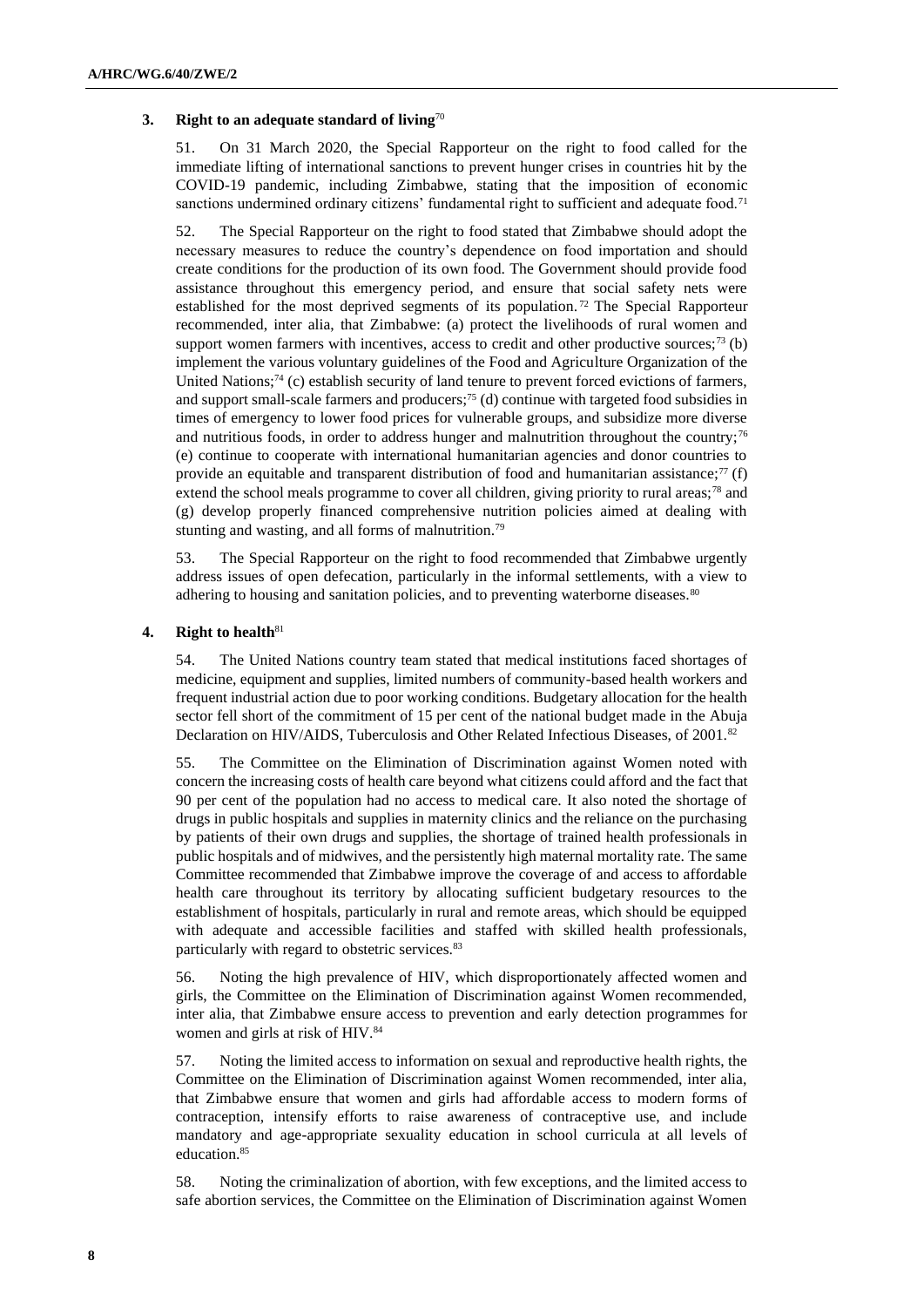### 3. Right to an adequate standard of living[70]

51. On 31 March 2020, the Special Rapporteur on the right to food called for the immediate lifting of international sanctions to prevent hunger crises in countries hit by the COVID-19 pandemic, including Zimbabwe, stating that the imposition of economic sanctions undermined ordinary citizens' fundamental right to sufficient and adequate food.[71]

52. The Special Rapporteur on the right to food stated that Zimbabwe should adopt the necessary measures to reduce the country's dependence on food importation and should create conditions for the production of its own food. The Government should provide food assistance throughout this emergency period, and ensure that social safety nets were established for the most deprived segments of its population.[72] The Special Rapporteur recommended, inter alia, that Zimbabwe: (a) protect the livelihoods of rural women and support women farmers with incentives, access to credit and other productive sources;[73] (b) implement the various voluntary guidelines of the Food and Agriculture Organization of the United Nations;[74] (c) establish security of land tenure to prevent forced evictions of farmers, and support small-scale farmers and producers;[75] (d) continue with targeted food subsidies in times of emergency to lower food prices for vulnerable groups, and subsidize more diverse and nutritious foods, in order to address hunger and malnutrition throughout the country;[76] (e) continue to cooperate with international humanitarian agencies and donor countries to provide an equitable and transparent distribution of food and humanitarian assistance;[77] (f) extend the school meals programme to cover all children, giving priority to rural areas;[78] and (g) develop properly financed comprehensive nutrition policies aimed at dealing with stunting and wasting, and all forms of malnutrition.[79]

53. The Special Rapporteur on the right to food recommended that Zimbabwe urgently address issues of open defecation, particularly in the informal settlements, with a view to adhering to housing and sanitation policies, and to preventing waterborne diseases.[80]

### 4. Right to health[81]

54. The United Nations country team stated that medical institutions faced shortages of medicine, equipment and supplies, limited numbers of community-based health workers and frequent industrial action due to poor working conditions. Budgetary allocation for the health sector fell short of the commitment of 15 per cent of the national budget made in the Abuja Declaration on HIV/AIDS, Tuberculosis and Other Related Infectious Diseases, of 2001.[82]

55. The Committee on the Elimination of Discrimination against Women noted with concern the increasing costs of health care beyond what citizens could afford and the fact that 90 per cent of the population had no access to medical care. It also noted the shortage of drugs in public hospitals and supplies in maternity clinics and the reliance on the purchasing by patients of their own drugs and supplies, the shortage of trained health professionals in public hospitals and of midwives, and the persistently high maternal mortality rate. The same Committee recommended that Zimbabwe improve the coverage of and access to affordable health care throughout its territory by allocating sufficient budgetary resources to the establishment of hospitals, particularly in rural and remote areas, which should be equipped with adequate and accessible facilities and staffed with skilled health professionals, particularly with regard to obstetric services.[83]

56. Noting the high prevalence of HIV, which disproportionately affected women and girls, the Committee on the Elimination of Discrimination against Women recommended, inter alia, that Zimbabwe ensure access to prevention and early detection programmes for women and girls at risk of HIV.[84]

57. Noting the limited access to information on sexual and reproductive health rights, the Committee on the Elimination of Discrimination against Women recommended, inter alia, that Zimbabwe ensure that women and girls had affordable access to modern forms of contraception, intensify efforts to raise awareness of contraceptive use, and include mandatory and age-appropriate sexuality education in school curricula at all levels of education.[85]

58. Noting the criminalization of abortion, with few exceptions, and the limited access to safe abortion services, the Committee on the Elimination of Discrimination against Women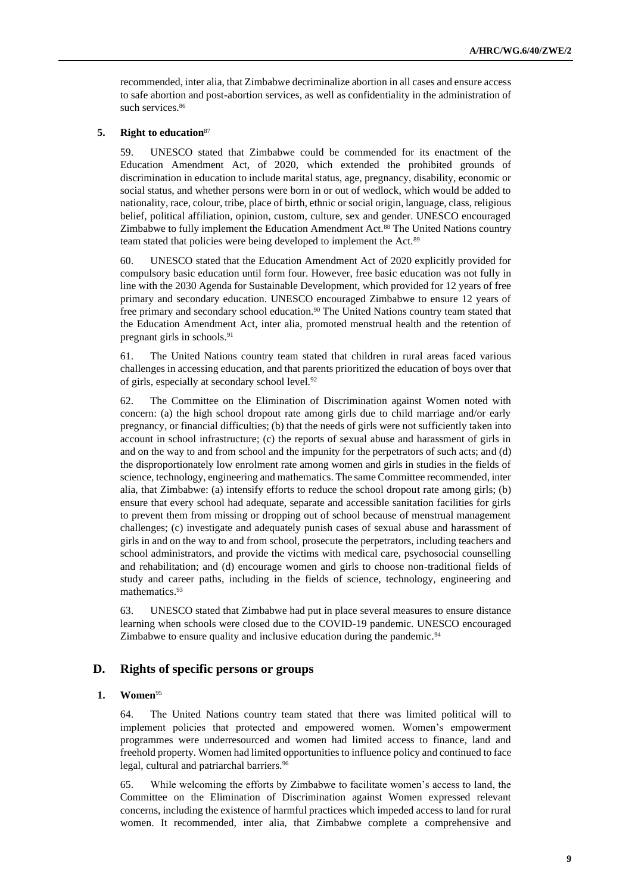recommended, inter alia, that Zimbabwe decriminalize abortion in all cases and ensure access to safe abortion and post-abortion services, as well as confidentiality in the administration of such services.[86]

### 5. Right to education[87]

59. UNESCO stated that Zimbabwe could be commended for its enactment of the Education Amendment Act, of 2020, which extended the prohibited grounds of discrimination in education to include marital status, age, pregnancy, disability, economic or social status, and whether persons were born in or out of wedlock, which would be added to nationality, race, colour, tribe, place of birth, ethnic or social origin, language, class, religious belief, political affiliation, opinion, custom, culture, sex and gender. UNESCO encouraged Zimbabwe to fully implement the Education Amendment Act.[88] The United Nations country team stated that policies were being developed to implement the Act.[89]

60. UNESCO stated that the Education Amendment Act of 2020 explicitly provided for compulsory basic education until form four. However, free basic education was not fully in line with the 2030 Agenda for Sustainable Development, which provided for 12 years of free primary and secondary education. UNESCO encouraged Zimbabwe to ensure 12 years of free primary and secondary school education.[90] The United Nations country team stated that the Education Amendment Act, inter alia, promoted menstrual health and the retention of pregnant girls in schools.[91]

61. The United Nations country team stated that children in rural areas faced various challenges in accessing education, and that parents prioritized the education of boys over that of girls, especially at secondary school level.[92]

62. The Committee on the Elimination of Discrimination against Women noted with concern: (a) the high school dropout rate among girls due to child marriage and/or early pregnancy, or financial difficulties; (b) that the needs of girls were not sufficiently taken into account in school infrastructure; (c) the reports of sexual abuse and harassment of girls in and on the way to and from school and the impunity for the perpetrators of such acts; and (d) the disproportionately low enrolment rate among women and girls in studies in the fields of science, technology, engineering and mathematics. The same Committee recommended, inter alia, that Zimbabwe: (a) intensify efforts to reduce the school dropout rate among girls; (b) ensure that every school had adequate, separate and accessible sanitation facilities for girls to prevent them from missing or dropping out of school because of menstrual management challenges; (c) investigate and adequately punish cases of sexual abuse and harassment of girls in and on the way to and from school, prosecute the perpetrators, including teachers and school administrators, and provide the victims with medical care, psychosocial counselling and rehabilitation; and (d) encourage women and girls to choose non-traditional fields of study and career paths, including in the fields of science, technology, engineering and mathematics.[93]

63. UNESCO stated that Zimbabwe had put in place several measures to ensure distance learning when schools were closed due to the COVID-19 pandemic. UNESCO encouraged Zimbabwe to ensure quality and inclusive education during the pandemic.[94]

## D. Rights of specific persons or groups

### 1. Women[95]

64. The United Nations country team stated that there was limited political will to implement policies that protected and empowered women. Women's empowerment programmes were underresourced and women had limited access to finance, land and freehold property. Women had limited opportunities to influence policy and continued to face legal, cultural and patriarchal barriers.[96]

65. While welcoming the efforts by Zimbabwe to facilitate women's access to land, the Committee on the Elimination of Discrimination against Women expressed relevant concerns, including the existence of harmful practices which impeded access to land for rural women. It recommended, inter alia, that Zimbabwe complete a comprehensive and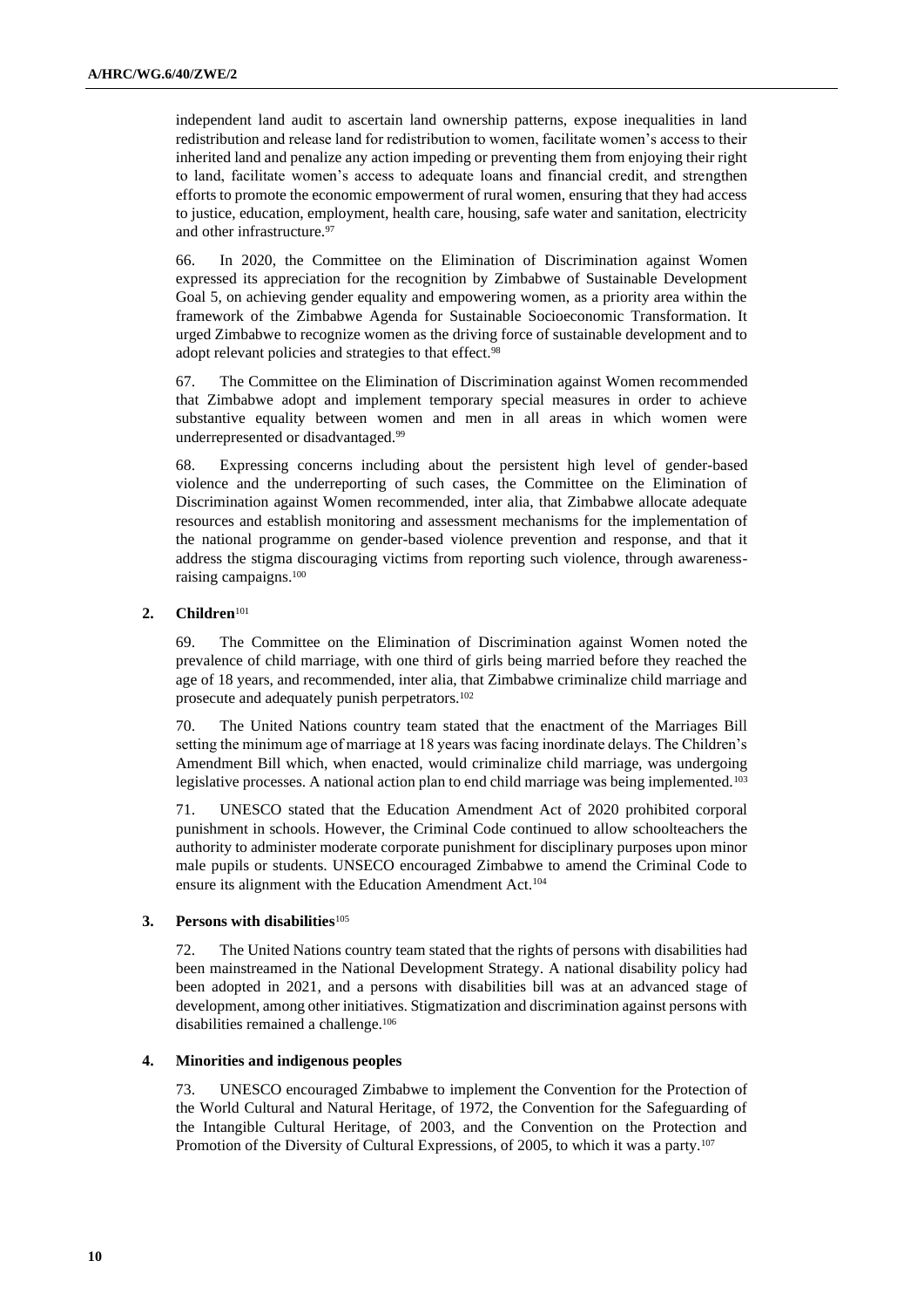independent land audit to ascertain land ownership patterns, expose inequalities in land redistribution and release land for redistribution to women, facilitate women's access to their inherited land and penalize any action impeding or preventing them from enjoying their right to land, facilitate women's access to adequate loans and financial credit, and strengthen efforts to promote the economic empowerment of rural women, ensuring that they had access to justice, education, employment, health care, housing, safe water and sanitation, electricity and other infrastructure.[97]

66. In 2020, the Committee on the Elimination of Discrimination against Women expressed its appreciation for the recognition by Zimbabwe of Sustainable Development Goal 5, on achieving gender equality and empowering women, as a priority area within the framework of the Zimbabwe Agenda for Sustainable Socioeconomic Transformation. It urged Zimbabwe to recognize women as the driving force of sustainable development and to adopt relevant policies and strategies to that effect.[98]

67. The Committee on the Elimination of Discrimination against Women recommended that Zimbabwe adopt and implement temporary special measures in order to achieve substantive equality between women and men in all areas in which women were underrepresented or disadvantaged.[99]

68. Expressing concerns including about the persistent high level of gender-based violence and the underreporting of such cases, the Committee on the Elimination of Discrimination against Women recommended, inter alia, that Zimbabwe allocate adequate resources and establish monitoring and assessment mechanisms for the implementation of the national programme on gender-based violence prevention and response, and that it address the stigma discouraging victims from reporting such violence, through awareness-raising campaigns.[100]

### 2. Children[101]

69. The Committee on the Elimination of Discrimination against Women noted the prevalence of child marriage, with one third of girls being married before they reached the age of 18 years, and recommended, inter alia, that Zimbabwe criminalize child marriage and prosecute and adequately punish perpetrators.[102]

70. The United Nations country team stated that the enactment of the Marriages Bill setting the minimum age of marriage at 18 years was facing inordinate delays. The Children's Amendment Bill which, when enacted, would criminalize child marriage, was undergoing legislative processes. A national action plan to end child marriage was being implemented.[103]

71. UNESCO stated that the Education Amendment Act of 2020 prohibited corporal punishment in schools. However, the Criminal Code continued to allow schoolteachers the authority to administer moderate corporate punishment for disciplinary purposes upon minor male pupils or students. UNSECO encouraged Zimbabwe to amend the Criminal Code to ensure its alignment with the Education Amendment Act.[104]

### 3. Persons with disabilities[105]

72. The United Nations country team stated that the rights of persons with disabilities had been mainstreamed in the National Development Strategy. A national disability policy had been adopted in 2021, and a persons with disabilities bill was at an advanced stage of development, among other initiatives. Stigmatization and discrimination against persons with disabilities remained a challenge.[106]

### 4. Minorities and indigenous peoples

73. UNESCO encouraged Zimbabwe to implement the Convention for the Protection of the World Cultural and Natural Heritage, of 1972, the Convention for the Safeguarding of the Intangible Cultural Heritage, of 2003, and the Convention on the Protection and Promotion of the Diversity of Cultural Expressions, of 2005, to which it was a party.[107]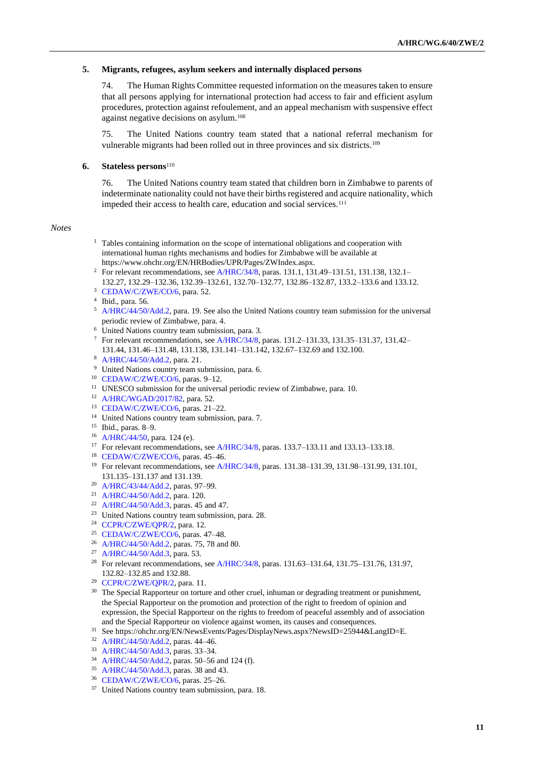### 5. Migrants, refugees, asylum seekers and internally displaced persons

74. The Human Rights Committee requested information on the measures taken to ensure that all persons applying for international protection had access to fair and efficient asylum procedures, protection against refoulement, and an appeal mechanism with suspensive effect against negative decisions on asylum.[108]

75. The United Nations country team stated that a national referral mechanism for vulnerable migrants had been rolled out in three provinces and six districts.[109]

### 6. Stateless persons[110]

76. The United Nations country team stated that children born in Zimbabwe to parents of indeterminate nationality could not have their births registered and acquire nationality, which impeded their access to health care, education and social services.[111]

*Notes*

1 Tables containing information on the scope of international obligations and cooperation with international human rights mechanisms and bodies for Zimbabwe will be available at https://www.ohchr.org/EN/HRBodies/UPR/Pages/ZWIndex.aspx.

2 For relevant recommendations, see A/HRC/34/8, paras. 131.1, 131.49–131.51, 131.138, 132.1–132.27, 132.29–132.36, 132.39–132.61, 132.70–132.77, 132.86–132.87, 133.2–133.6 and 133.12.

3 CEDAW/C/ZWE/CO/6, para. 52.

4 Ibid., para. 56.

5 A/HRC/44/50/Add.2, para. 19. See also the United Nations country team submission for the universal periodic review of Zimbabwe, para. 4.

6 United Nations country team submission, para. 3.

7 For relevant recommendations, see A/HRC/34/8, paras. 131.2–131.33, 131.35–131.37, 131.42–131.44, 131.46–131.48, 131.138, 131.141–131.142, 132.67–132.69 and 132.100.

8 A/HRC/44/50/Add.2, para. 21.

9 United Nations country team submission, para. 6.

10 CEDAW/C/ZWE/CO/6, paras. 9–12.

11 UNESCO submission for the universal periodic review of Zimbabwe, para. 10.

12 A/HRC/WGAD/2017/82, para. 52.

13 CEDAW/C/ZWE/CO/6, paras. 21–22.

14 United Nations country team submission, para. 7.

15 Ibid., paras. 8–9.

16 A/HRC/44/50, para. 124 (e).

17 For relevant recommendations, see A/HRC/34/8, paras. 133.7–133.11 and 133.13–133.18.

18 CEDAW/C/ZWE/CO/6, paras. 45–46.

19 For relevant recommendations, see A/HRC/34/8, paras. 131.38–131.39, 131.98–131.99, 131.101, 131.135–131.137 and 131.139.

20 A/HRC/43/44/Add.2, paras. 97–99.

21 A/HRC/44/50/Add.2, para. 120.

22 A/HRC/44/50/Add.3, paras. 45 and 47.

23 United Nations country team submission, para. 28.

24 CCPR/C/ZWE/QPR/2, para. 12.

25 CEDAW/C/ZWE/CO/6, paras. 47–48.

26 A/HRC/44/50/Add.2, paras. 75, 78 and 80.

27 A/HRC/44/50/Add.3, para. 53.

28 For relevant recommendations, see A/HRC/34/8, paras. 131.63–131.64, 131.75–131.76, 131.97, 132.82–132.85 and 132.88.

29 CCPR/C/ZWE/QPR/2, para. 11.

30 The Special Rapporteur on torture and other cruel, inhuman or degrading treatment or punishment, the Special Rapporteur on the promotion and protection of the right to freedom of opinion and expression, the Special Rapporteur on the rights to freedom of peaceful assembly and of association and the Special Rapporteur on violence against women, its causes and consequences.

31 See https://ohchr.org/EN/NewsEvents/Pages/DisplayNews.aspx?NewsID=25944&LangID=E.

32 A/HRC/44/50/Add.2, paras. 44–46.

33 A/HRC/44/50/Add.3, paras. 33–34.

34 A/HRC/44/50/Add.2, paras. 50–56 and 124 (f).

35 A/HRC/44/50/Add.3, paras. 38 and 43.

36 CEDAW/C/ZWE/CO/6, paras. 25–26.

37 United Nations country team submission, para. 18.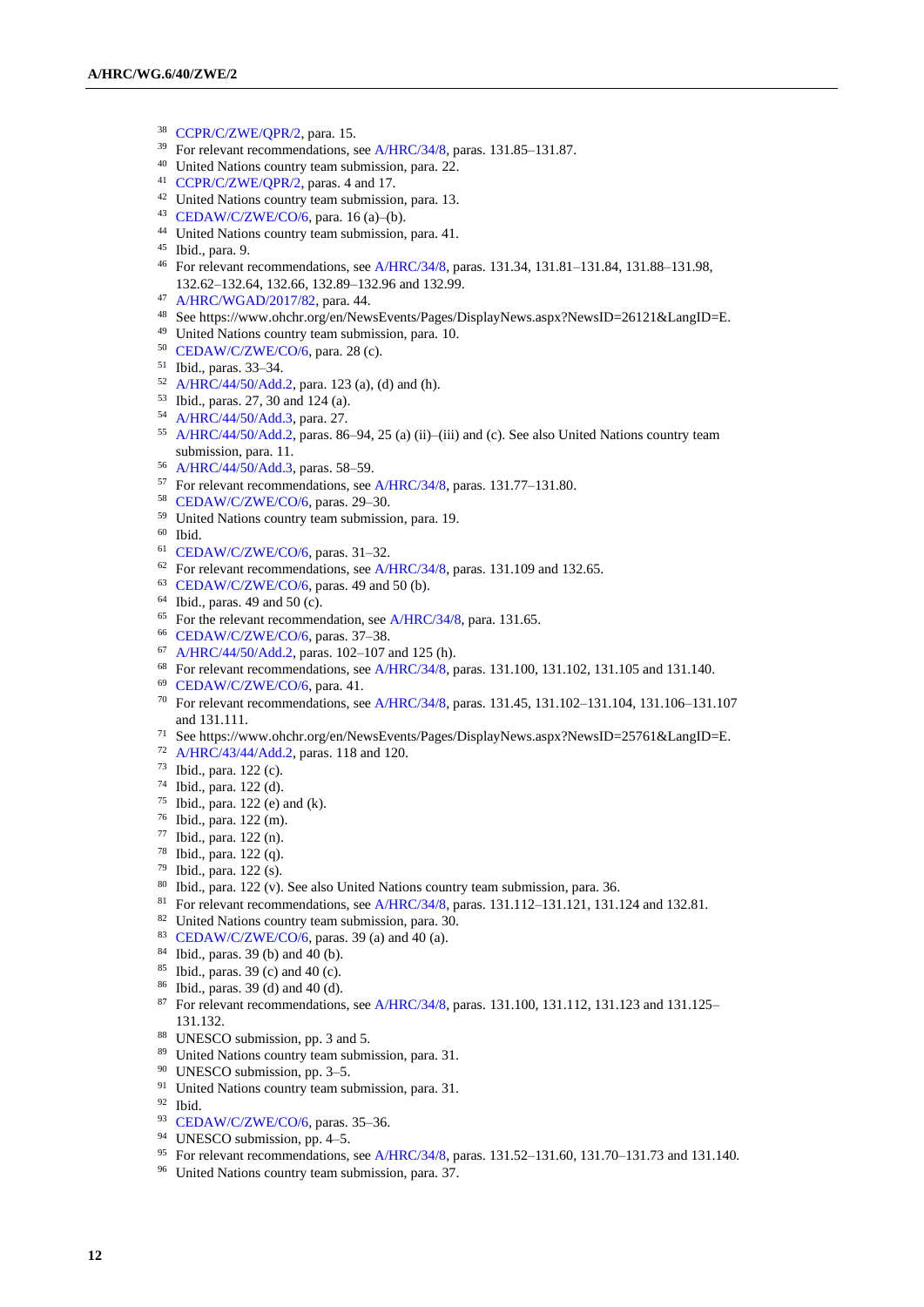[38] CCPR/C/ZWE/QPR/2, para. 15.
[39] For relevant recommendations, see A/HRC/34/8, paras. 131.85–131.87.
[40] United Nations country team submission, para. 22.
[41] CCPR/C/ZWE/QPR/2, paras. 4 and 17.
[42] United Nations country team submission, para. 13.
[43] CEDAW/C/ZWE/CO/6, para. 16 (a)–(b).
[44] United Nations country team submission, para. 41.
[45] Ibid., para. 9.
[46] For relevant recommendations, see A/HRC/34/8, paras. 131.34, 131.81–131.84, 131.88–131.98, 132.62–132.64, 132.66, 132.89–132.96 and 132.99.
[47] A/HRC/WGAD/2017/82, para. 44.
[48] See https://www.ohchr.org/en/NewsEvents/Pages/DisplayNews.aspx?NewsID=26121&LangID=E.
[49] United Nations country team submission, para. 10.
[50] CEDAW/C/ZWE/CO/6, para. 28 (c).
[51] Ibid., paras. 33–34.
[52] A/HRC/44/50/Add.2, para. 123 (a), (d) and (h).
[53] Ibid., paras. 27, 30 and 124 (a).
[54] A/HRC/44/50/Add.3, para. 27.
[55] A/HRC/44/50/Add.2, paras. 86–94, 25 (a) (ii)–(iii) and (c). See also United Nations country team submission, para. 11.
[56] A/HRC/44/50/Add.3, paras. 58–59.
[57] For relevant recommendations, see A/HRC/34/8, paras. 131.77–131.80.
[58] CEDAW/C/ZWE/CO/6, paras. 29–30.
[59] United Nations country team submission, para. 19.
[60] Ibid.
[61] CEDAW/C/ZWE/CO/6, paras. 31–32.
[62] For relevant recommendations, see A/HRC/34/8, paras. 131.109 and 132.65.
[63] CEDAW/C/ZWE/CO/6, paras. 49 and 50 (b).
[64] Ibid., paras. 49 and 50 (c).
[65] For the relevant recommendation, see A/HRC/34/8, para. 131.65.
[66] CEDAW/C/ZWE/CO/6, paras. 37–38.
[67] A/HRC/44/50/Add.2, paras. 102–107 and 125 (h).
[68] For relevant recommendations, see A/HRC/34/8, paras. 131.100, 131.102, 131.105 and 131.140.
[69] CEDAW/C/ZWE/CO/6, para. 41.
[70] For relevant recommendations, see A/HRC/34/8, paras. 131.45, 131.102–131.104, 131.106–131.107 and 131.111.
[71] See https://www.ohchr.org/en/NewsEvents/Pages/DisplayNews.aspx?NewsID=25761&LangID=E.
[72] A/HRC/43/44/Add.2, paras. 118 and 120.
[73] Ibid., para. 122 (c).
[74] Ibid., para. 122 (d).
[75] Ibid., para. 122 (e) and (k).
[76] Ibid., para. 122 (m).
[77] Ibid., para. 122 (n).
[78] Ibid., para. 122 (q).
[79] Ibid., para. 122 (s).
[80] Ibid., para. 122 (v). See also United Nations country team submission, para. 36.
[81] For relevant recommendations, see A/HRC/34/8, paras. 131.112–131.121, 131.124 and 132.81.
[82] United Nations country team submission, para. 30.
[83] CEDAW/C/ZWE/CO/6, paras. 39 (a) and 40 (a).
[84] Ibid., paras. 39 (b) and 40 (b).
[85] Ibid., paras. 39 (c) and 40 (c).
[86] Ibid., paras. 39 (d) and 40 (d).
[87] For relevant recommendations, see A/HRC/34/8, paras. 131.100, 131.112, 131.123 and 131.125–131.132.
[88] UNESCO submission, pp. 3 and 5.
[89] United Nations country team submission, para. 31.
[90] UNESCO submission, pp. 3–5.
[91] United Nations country team submission, para. 31.
[92] Ibid.
[93] CEDAW/C/ZWE/CO/6, paras. 35–36.
[94] UNESCO submission, pp. 4–5.
[95] For relevant recommendations, see A/HRC/34/8, paras. 131.52–131.60, 131.70–131.73 and 131.140.
[96] United Nations country team submission, para. 37.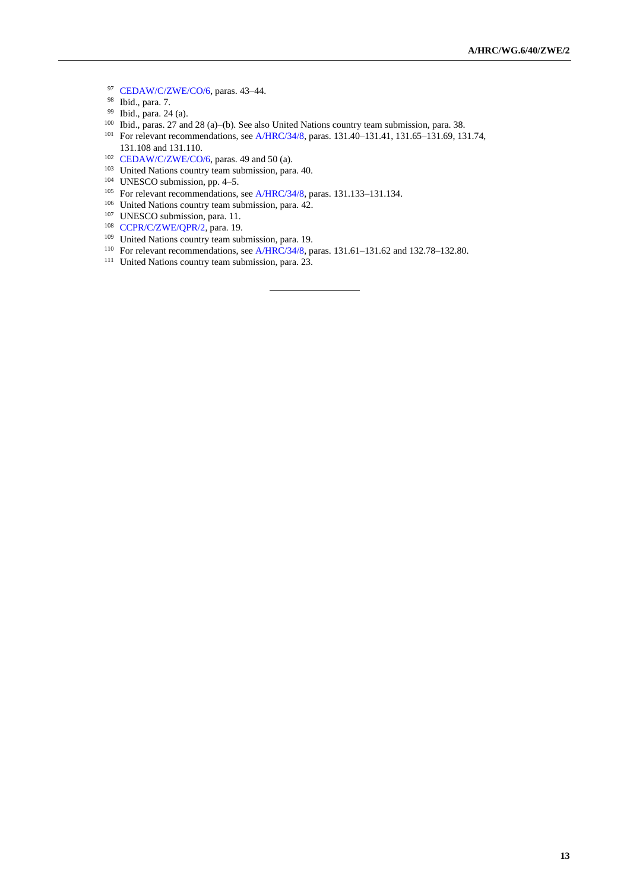[97] CEDAW/C/ZWE/CO/6, paras. 43–44.
[98] Ibid., para. 7.
[99] Ibid., para. 24 (a).
[100] Ibid., paras. 27 and 28 (a)–(b). See also United Nations country team submission, para. 38.
[101] For relevant recommendations, see A/HRC/34/8, paras. 131.40–131.41, 131.65–131.69, 131.74, 131.108 and 131.110.
[102] CEDAW/C/ZWE/CO/6, paras. 49 and 50 (a).
[103] United Nations country team submission, para. 40.
[104] UNESCO submission, pp. 4–5.
[105] For relevant recommendations, see A/HRC/34/8, paras. 131.133–131.134.
[106] United Nations country team submission, para. 42.
[107] UNESCO submission, para. 11.
[108] CCPR/C/ZWE/QPR/2, para. 19.
[109] United Nations country team submission, para. 19.
[110] For relevant recommendations, see A/HRC/34/8, paras. 131.61–131.62 and 132.78–132.80.
[111] United Nations country team submission, para. 23.